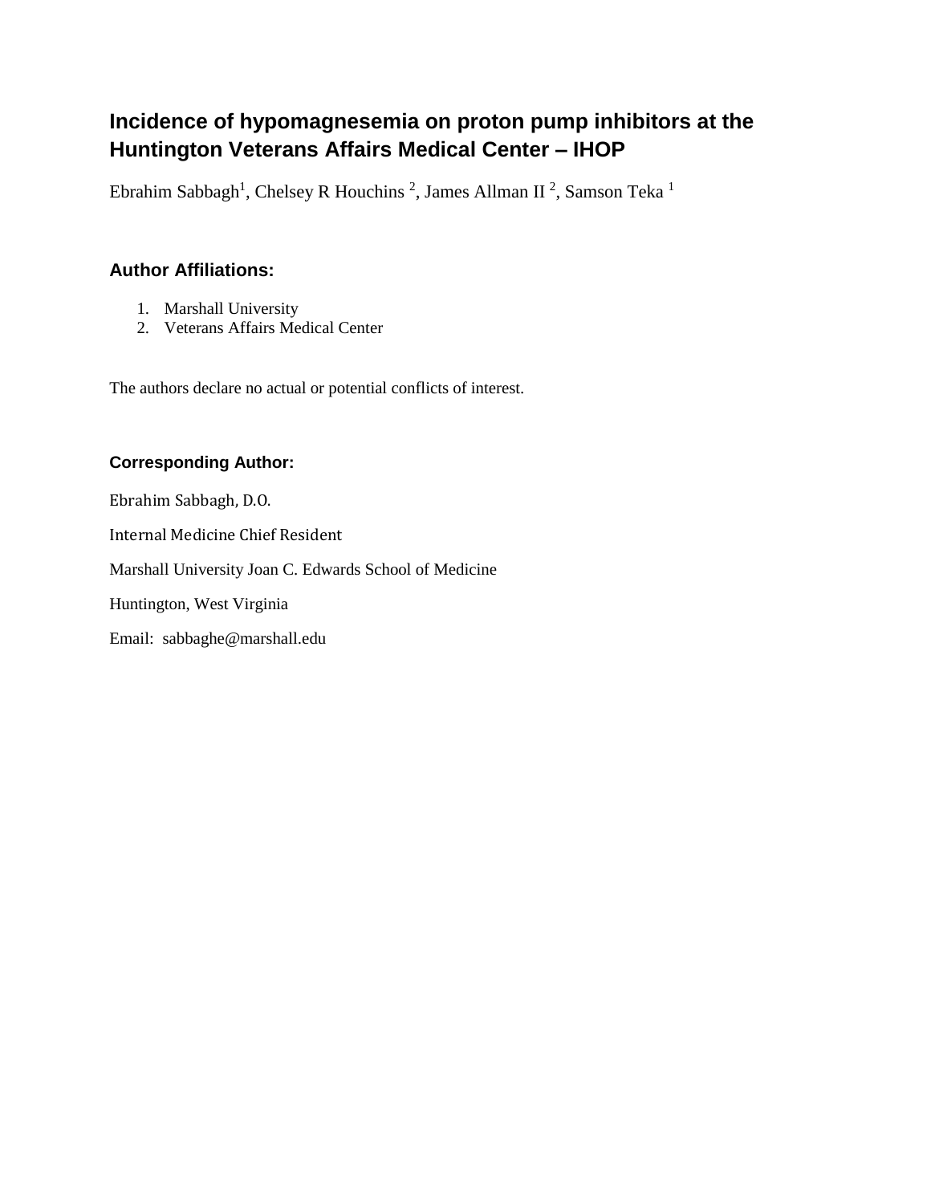# Incidence of hypomagnesemia on proton pump inhibitors at the Huntington Veterans Affairs Medical Center – IHOP

Ebrahim Sabbagh[1], Chelsey R Houchins [2], James Allman II [2], Samson Teka [1]

## Author Affiliations:

1. Marshall University
2. Veterans Affairs Medical Center

The authors declare no actual or potential conflicts of interest.

### Corresponding Author:

Ebrahim Sabbagh, D.O.

Internal Medicine Chief Resident

Marshall University Joan C. Edwards School of Medicine

Huntington, West Virginia

Email: sabbaghe@marshall.edu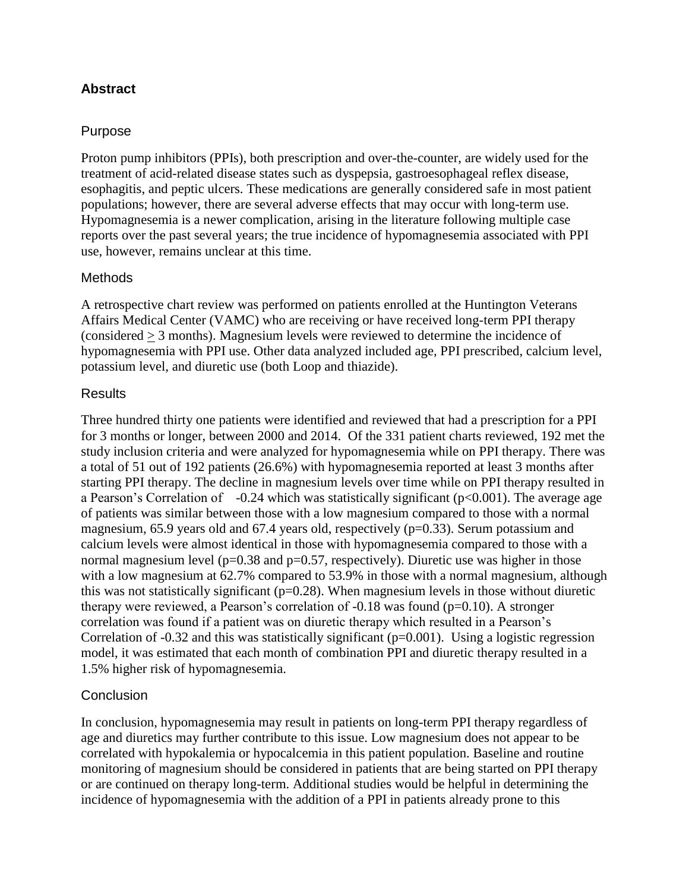## Abstract

### Purpose

Proton pump inhibitors (PPIs), both prescription and over-the-counter, are widely used for the treatment of acid-related disease states such as dyspepsia, gastroesophageal reflex disease, esophagitis, and peptic ulcers. These medications are generally considered safe in most patient populations; however, there are several adverse effects that may occur with long-term use. Hypomagnesemia is a newer complication, arising in the literature following multiple case reports over the past several years; the true incidence of hypomagnesemia associated with PPI use, however, remains unclear at this time.

### Methods

A retrospective chart review was performed on patients enrolled at the Huntington Veterans Affairs Medical Center (VAMC) who are receiving or have received long-term PPI therapy (considered $\geq$ 3 months). Magnesium levels were reviewed to determine the incidence of hypomagnesemia with PPI use. Other data analyzed included age, PPI prescribed, calcium level, potassium level, and diuretic use (both Loop and thiazide).

### Results

Three hundred thirty one patients were identified and reviewed that had a prescription for a PPI for 3 months or longer, between 2000 and 2014. Of the 331 patient charts reviewed, 192 met the study inclusion criteria and were analyzed for hypomagnesemia while on PPI therapy. There was a total of 51 out of 192 patients (26.6%) with hypomagnesemia reported at least 3 months after starting PPI therapy. The decline in magnesium levels over time while on PPI therapy resulted in a Pearson's Correlation of -0.24 which was statistically significant ($p<0.001$). The average age of patients was similar between those with a low magnesium compared to those with a normal magnesium, 65.9 years old and 67.4 years old, respectively ($p=0.33$). Serum potassium and calcium levels were almost identical in those with hypomagnesemia compared to those with a normal magnesium level ($p=0.38$ and $p=0.57$, respectively). Diuretic use was higher in those with a low magnesium at 62.7% compared to 53.9% in those with a normal magnesium, although this was not statistically significant ($p=0.28$). When magnesium levels in those without diuretic therapy were reviewed, a Pearson's correlation of -0.18 was found ($p=0.10$). A stronger correlation was found if a patient was on diuretic therapy which resulted in a Pearson's Correlation of -0.32 and this was statistically significant ($p=0.001$). Using a logistic regression model, it was estimated that each month of combination PPI and diuretic therapy resulted in a 1.5% higher risk of hypomagnesemia.

### Conclusion

In conclusion, hypomagnesemia may result in patients on long-term PPI therapy regardless of age and diuretics may further contribute to this issue. Low magnesium does not appear to be correlated with hypokalemia or hypocalcemia in this patient population. Baseline and routine monitoring of magnesium should be considered in patients that are being started on PPI therapy or are continued on therapy long-term. Additional studies would be helpful in determining the incidence of hypomagnesemia with the addition of a PPI in patients already prone to this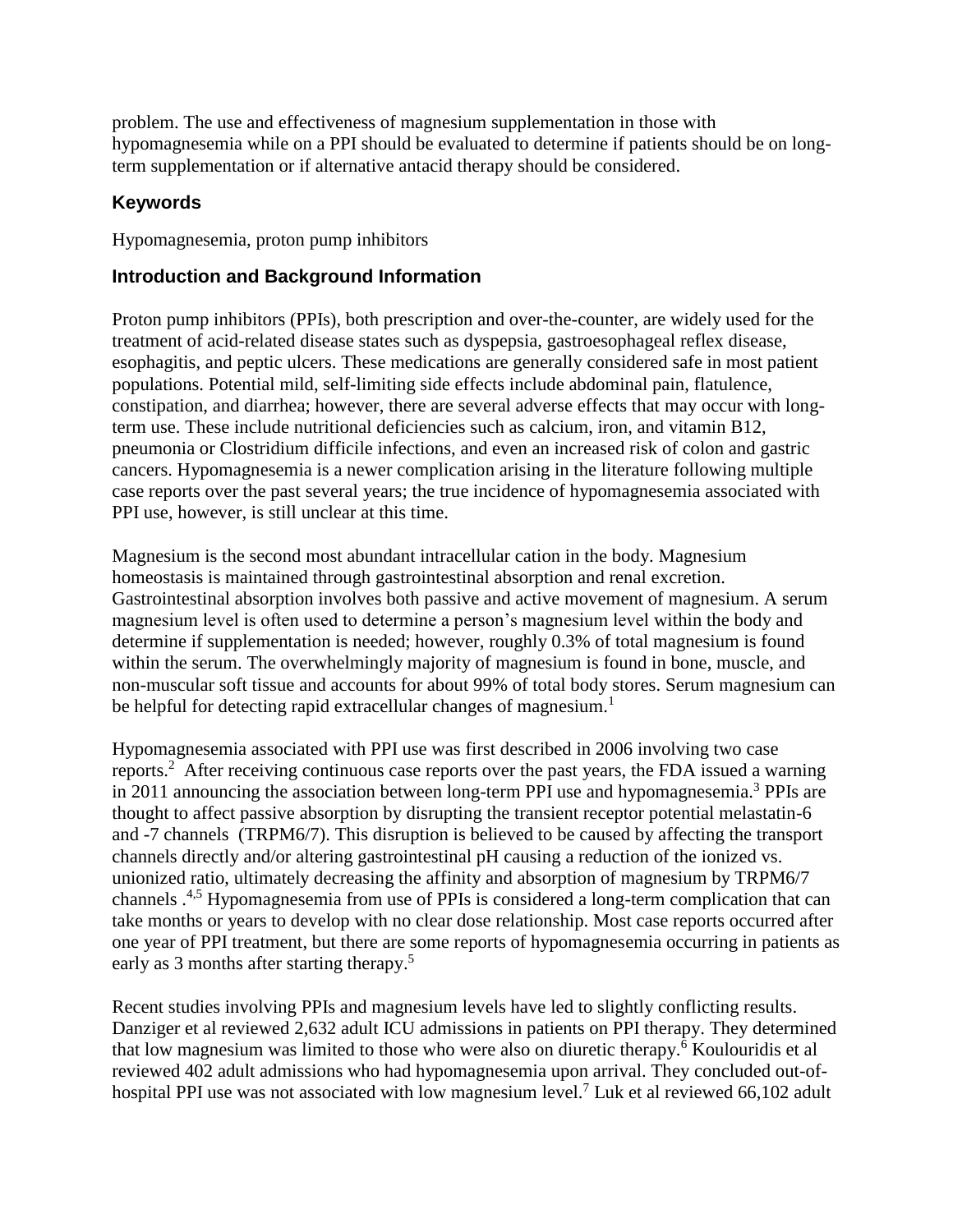problem. The use and effectiveness of magnesium supplementation in those with hypomagnesemia while on a PPI should be evaluated to determine if patients should be on long-term supplementation or if alternative antacid therapy should be considered.

### Keywords

Hypomagnesemia, proton pump inhibitors

### Introduction and Background Information

Proton pump inhibitors (PPIs), both prescription and over-the-counter, are widely used for the treatment of acid-related disease states such as dyspepsia, gastroesophageal reflex disease, esophagitis, and peptic ulcers. These medications are generally considered safe in most patient populations. Potential mild, self-limiting side effects include abdominal pain, flatulence, constipation, and diarrhea; however, there are several adverse effects that may occur with long-term use. These include nutritional deficiencies such as calcium, iron, and vitamin B12, pneumonia or Clostridium difficile infections, and even an increased risk of colon and gastric cancers. Hypomagnesemia is a newer complication arising in the literature following multiple case reports over the past several years; the true incidence of hypomagnesemia associated with PPI use, however, is still unclear at this time.

Magnesium is the second most abundant intracellular cation in the body. Magnesium homeostasis is maintained through gastrointestinal absorption and renal excretion. Gastrointestinal absorption involves both passive and active movement of magnesium. A serum magnesium level is often used to determine a person's magnesium level within the body and determine if supplementation is needed; however, roughly 0.3% of total magnesium is found within the serum. The overwhelmingly majority of magnesium is found in bone, muscle, and non-muscular soft tissue and accounts for about 99% of total body stores. Serum magnesium can be helpful for detecting rapid extracellular changes of magnesium.[1]

Hypomagnesemia associated with PPI use was first described in 2006 involving two case reports.[2] After receiving continuous case reports over the past years, the FDA issued a warning in 2011 announcing the association between long-term PPI use and hypomagnesemia.[3] PPIs are thought to affect passive absorption by disrupting the transient receptor potential melastatin-6 and -7 channels (TRPM6/7). This disruption is believed to be caused by affecting the transport channels directly and/or altering gastrointestinal pH causing a reduction of the ionized vs. unionized ratio, ultimately decreasing the affinity and absorption of magnesium by TRPM6/7 channels .[4,5] Hypomagnesemia from use of PPIs is considered a long-term complication that can take months or years to develop with no clear dose relationship. Most case reports occurred after one year of PPI treatment, but there are some reports of hypomagnesemia occurring in patients as early as 3 months after starting therapy.[5]

Recent studies involving PPIs and magnesium levels have led to slightly conflicting results. Danziger et al reviewed 2,632 adult ICU admissions in patients on PPI therapy. They determined that low magnesium was limited to those who were also on diuretic therapy.[6] Koulouridis et al reviewed 402 adult admissions who had hypomagnesemia upon arrival. They concluded out-of-hospital PPI use was not associated with low magnesium level.[7] Luk et al reviewed 66,102 adult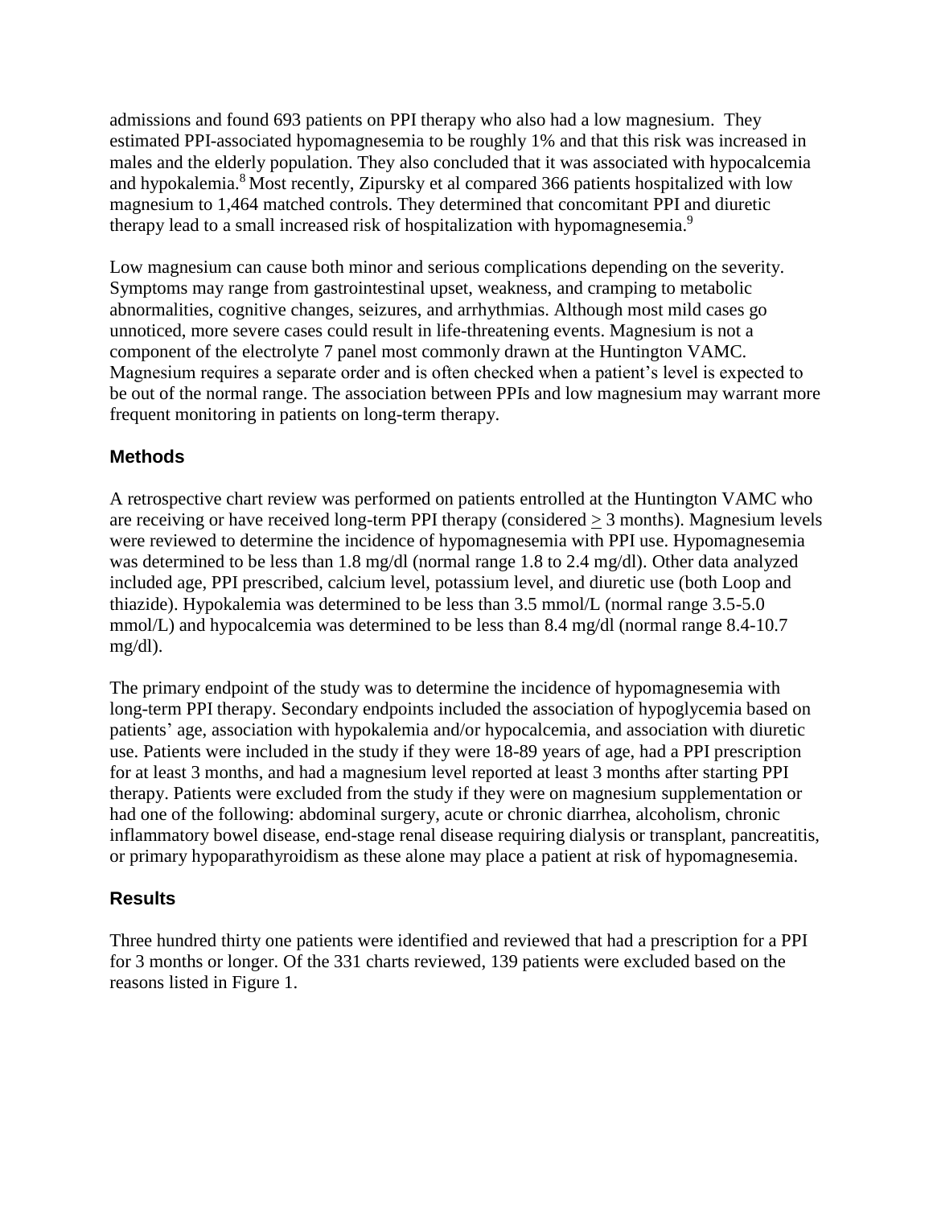admissions and found 693 patients on PPI therapy who also had a low magnesium. They estimated PPI-associated hypomagnesemia to be roughly 1% and that this risk was increased in males and the elderly population. They also concluded that it was associated with hypocalcemia and hypokalemia.[8] Most recently, Zipursky et al compared 366 patients hospitalized with low magnesium to 1,464 matched controls. They determined that concomitant PPI and diuretic therapy lead to a small increased risk of hospitalization with hypomagnesemia.[9]

Low magnesium can cause both minor and serious complications depending on the severity. Symptoms may range from gastrointestinal upset, weakness, and cramping to metabolic abnormalities, cognitive changes, seizures, and arrhythmias. Although most mild cases go unnoticed, more severe cases could result in life-threatening events. Magnesium is not a component of the electrolyte 7 panel most commonly drawn at the Huntington VAMC. Magnesium requires a separate order and is often checked when a patient's level is expected to be out of the normal range. The association between PPIs and low magnesium may warrant more frequent monitoring in patients on long-term therapy.

## Methods

A retrospective chart review was performed on patients entrolled at the Huntington VAMC who are receiving or have received long-term PPI therapy (considered $\geq$ 3 months). Magnesium levels were reviewed to determine the incidence of hypomagnesemia with PPI use. Hypomagnesemia was determined to be less than 1.8 mg/dl (normal range 1.8 to 2.4 mg/dl). Other data analyzed included age, PPI prescribed, calcium level, potassium level, and diuretic use (both Loop and thiazide). Hypokalemia was determined to be less than 3.5 mmol/L (normal range 3.5-5.0 mmol/L) and hypocalcemia was determined to be less than 8.4 mg/dl (normal range 8.4-10.7 mg/dl).

The primary endpoint of the study was to determine the incidence of hypomagnesemia with long-term PPI therapy. Secondary endpoints included the association of hypoglycemia based on patients' age, association with hypokalemia and/or hypocalcemia, and association with diuretic use. Patients were included in the study if they were 18-89 years of age, had a PPI prescription for at least 3 months, and had a magnesium level reported at least 3 months after starting PPI therapy. Patients were excluded from the study if they were on magnesium supplementation or had one of the following: abdominal surgery, acute or chronic diarrhea, alcoholism, chronic inflammatory bowel disease, end-stage renal disease requiring dialysis or transplant, pancreatitis, or primary hypoparathyroidism as these alone may place a patient at risk of hypomagnesemia.

## Results

Three hundred thirty one patients were identified and reviewed that had a prescription for a PPI for 3 months or longer. Of the 331 charts reviewed, 139 patients were excluded based on the reasons listed in Figure 1.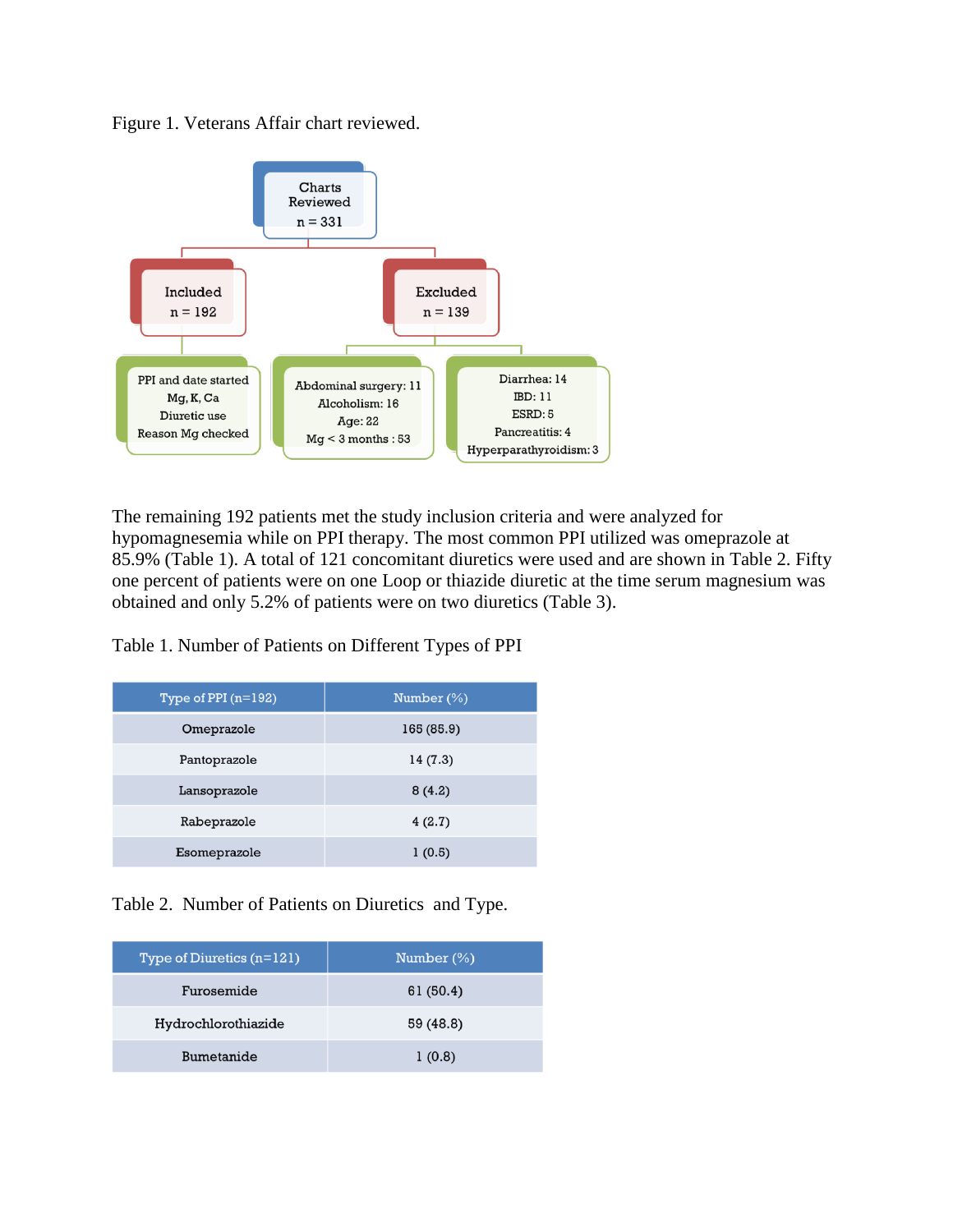Figure 1. Veterans Affair chart reviewed.

Charts Reviewed
n = 331

Included
n = 192

Excluded
n = 139

PPI and date started
Mg, K, Ca
Diuretic use
Reason Mg checked

Abdominal surgery: 11
Alcoholism: 16
Age: 22
Mg < 3 months : 53

Diarrhea: 14
IBD: 11
ESRD: 5
Pancreatitis: 4
Hyperparathyroidism: 3

The remaining 192 patients met the study inclusion criteria and were analyzed for hypomagnesemia while on PPI therapy. The most common PPI utilized was omeprazole at 85.9% (Table 1). A total of 121 concomitant diuretics were used and are shown in Table 2. Fifty one percent of patients were on one Loop or thiazide diuretic at the time serum magnesium was obtained and only 5.2% of patients were on two diuretics (Table 3).

Table 1. Number of Patients on Different Types of PPI

| Type of PPI (n=192) | Number (%) |
|---|---|
| Omeprazole | 165 (85.9) |
| Pantoprazole | 14 (7.3) |
| Lansoprazole | 8 (4.2) |
| Rabeprazole | 4 (2.7) |
| Esomeprazole | 1 (0.5) |

Table 2. Number of Patients on Diuretics and Type.

| Type of Diuretics (n=121) | Number (%) |
|---|---|
| Furosemide | 61 (50.4) |
| Hydrochlorothiazide | 59 (48.8) |
| Bumetanide | 1 (0.8) |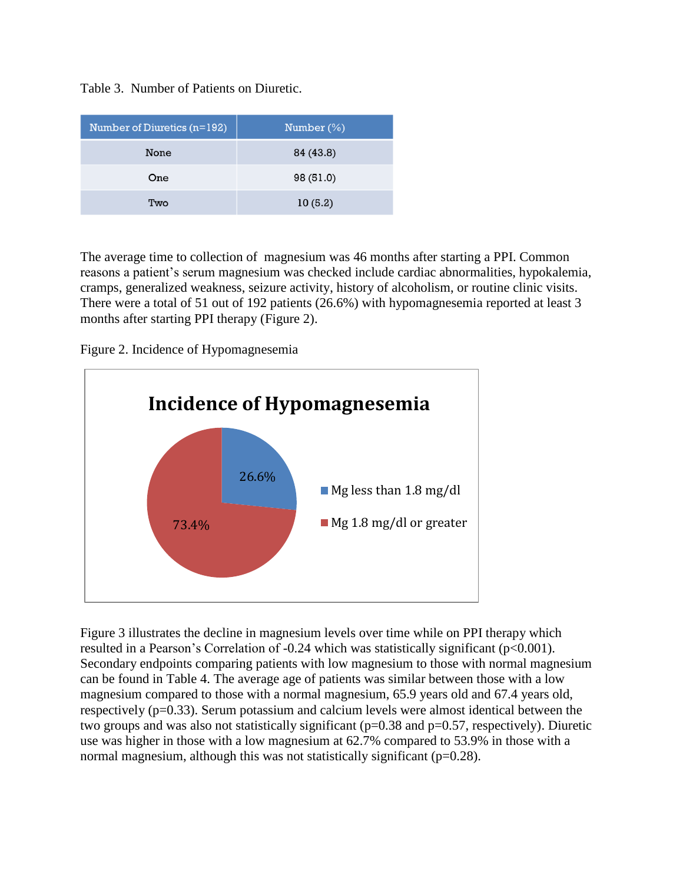Table 3. Number of Patients on Diuretic.

| Number of Diuretics (n=192) | Number (%) |
|---|---|
| None | 84 (43.8) |
| One | 98 (51.0) |
| Two | 10 (5.2) |

The average time to collection of magnesium was 46 months after starting a PPI. Common reasons a patient's serum magnesium was checked include cardiac abnormalities, hypokalemia, cramps, generalized weakness, seizure activity, history of alcoholism, or routine clinic visits. There were a total of 51 out of 192 patients (26.6%) with hypomagnesemia reported at least 3 months after starting PPI therapy (Figure 2).

Figure 2. Incidence of Hypomagnesemia

Figure 3 illustrates the decline in magnesium levels over time while on PPI therapy which resulted in a Pearson's Correlation of -0.24 which was statistically significant ($p<0.001$). Secondary endpoints comparing patients with low magnesium to those with normal magnesium can be found in Table 4. The average age of patients was similar between those with a low magnesium compared to those with a normal magnesium, 65.9 years old and 67.4 years old, respectively ($p=0.33$). Serum potassium and calcium levels were almost identical between the two groups and was also not statistically significant ($p=0.38$ and $p=0.57$, respectively). Diuretic use was higher in those with a low magnesium at 62.7% compared to 53.9% in those with a normal magnesium, although this was not statistically significant ($p=0.28$).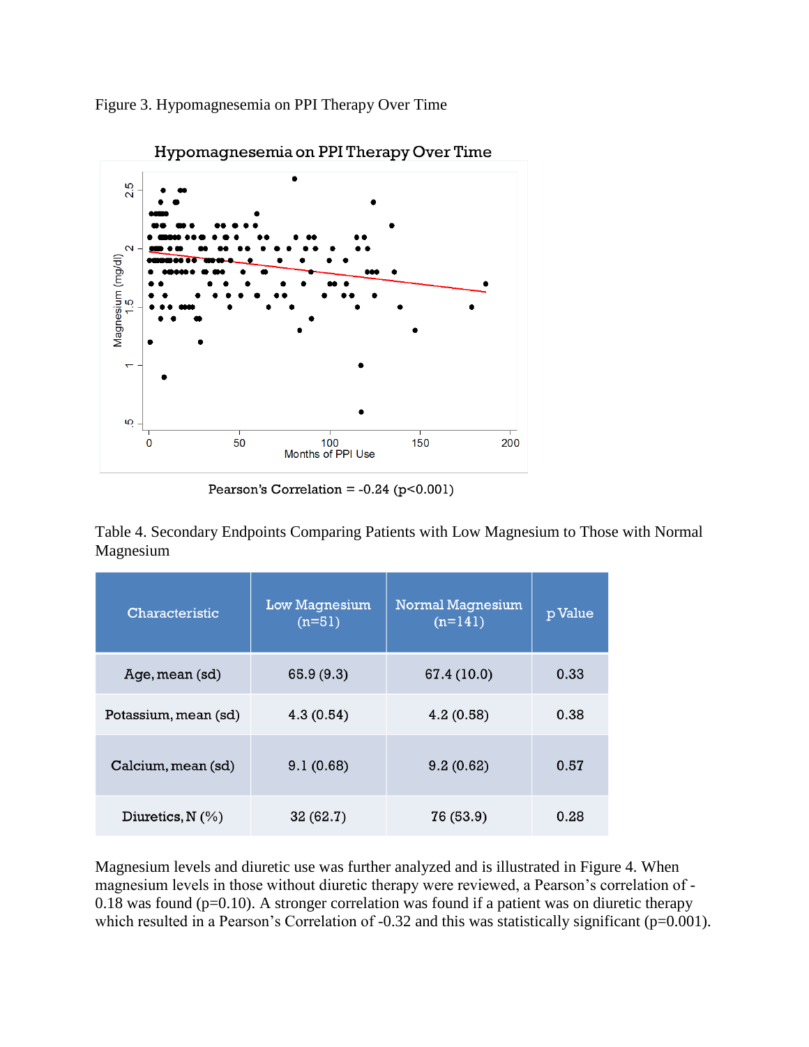Figure 3. Hypomagnesemia on PPI Therapy Over Time

Pearson's Correlation = -0.24 (p<0.001)

Table 4. Secondary Endpoints Comparing Patients with Low Magnesium to Those with Normal Magnesium

| Characteristic | Low Magnesium (n=51) | Normal Magnesium (n=141) | p Value |
|---|---|---|---|
| Age, mean (sd) | 65.9 (9.3) | 67.4 (10.0) | 0.33 |
| Potassium, mean (sd) | 4.3 (0.54) | 4.2 (0.58) | 0.38 |
| Calcium, mean (sd) | 9.1 (0.68) | 9.2 (0.62) | 0.57 |
| Diuretics, N (%) | 32 (62.7) | 76 (53.9) | 0.28 |

Magnesium levels and diuretic use was further analyzed and is illustrated in Figure 4. When magnesium levels in those without diuretic therapy were reviewed, a Pearson's correlation of -0.18 was found (p=0.10). A stronger correlation was found if a patient was on diuretic therapy which resulted in a Pearson's Correlation of -0.32 and this was statistically significant (p=0.001).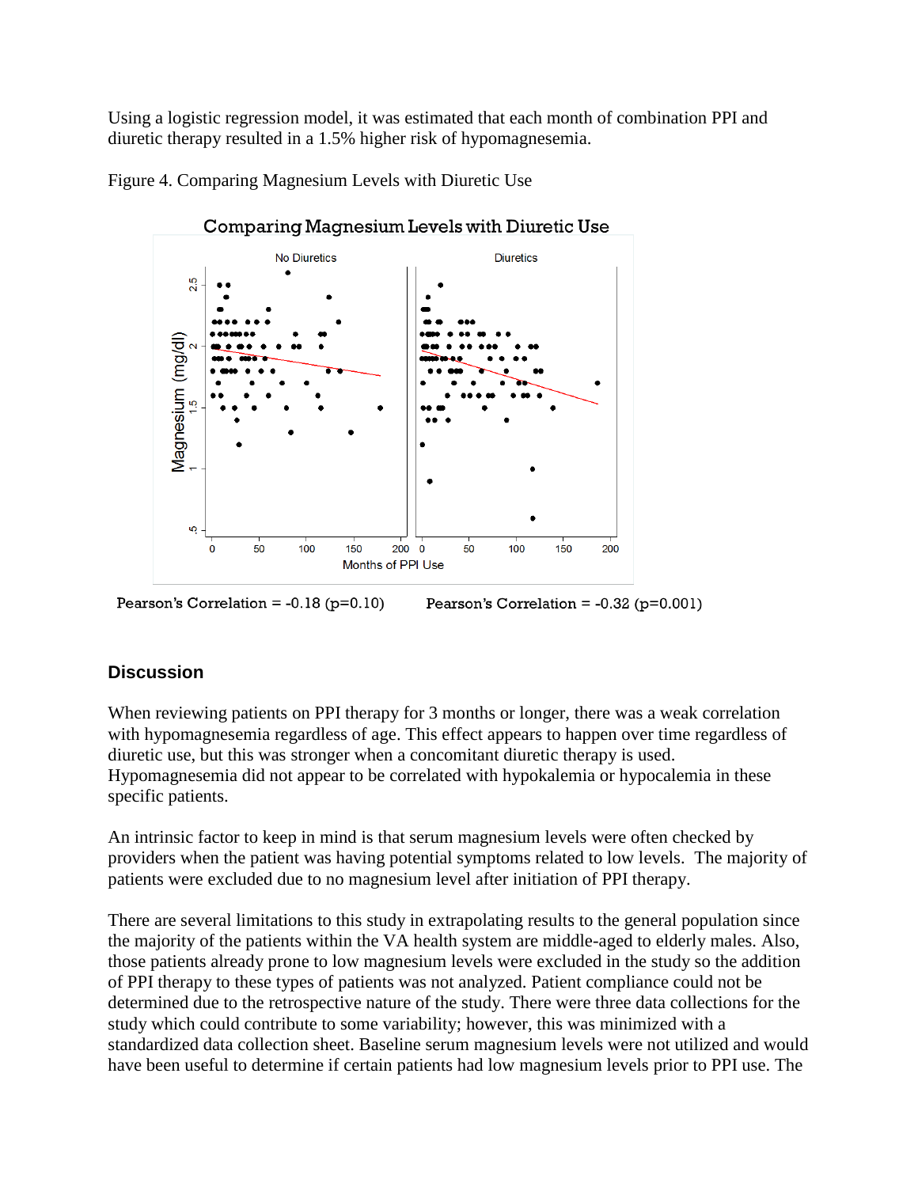Using a logistic regression model, it was estimated that each month of combination PPI and diuretic therapy resulted in a 1.5% higher risk of hypomagnesemia.

Figure 4. Comparing Magnesium Levels with Diuretic Use

Pearson's Correlation = -0.18 (p=0.10)    Pearson's Correlation = -0.32 (p=0.001)

## Discussion

When reviewing patients on PPI therapy for 3 months or longer, there was a weak correlation with hypomagnesemia regardless of age. This effect appears to happen over time regardless of diuretic use, but this was stronger when a concomitant diuretic therapy is used. Hypomagnesemia did not appear to be correlated with hypokalemia or hypocalemia in these specific patients.

An intrinsic factor to keep in mind is that serum magnesium levels were often checked by providers when the patient was having potential symptoms related to low levels. The majority of patients were excluded due to no magnesium level after initiation of PPI therapy.

There are several limitations to this study in extrapolating results to the general population since the majority of the patients within the VA health system are middle-aged to elderly males. Also, those patients already prone to low magnesium levels were excluded in the study so the addition of PPI therapy to these types of patients was not analyzed. Patient compliance could not be determined due to the retrospective nature of the study. There were three data collections for the study which could contribute to some variability; however, this was minimized with a standardized data collection sheet. Baseline serum magnesium levels were not utilized and would have been useful to determine if certain patients had low magnesium levels prior to PPI use. The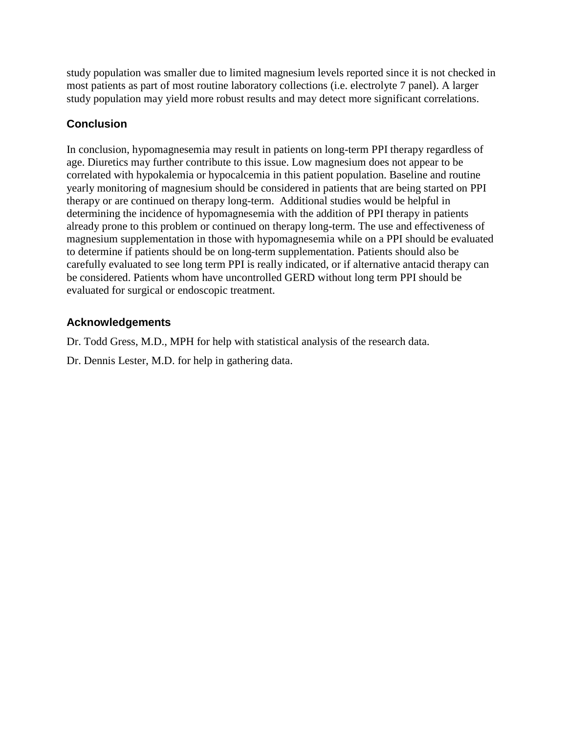study population was smaller due to limited magnesium levels reported since it is not checked in most patients as part of most routine laboratory collections (i.e. electrolyte 7 panel). A larger study population may yield more robust results and may detect more significant correlations.

## Conclusion

In conclusion, hypomagnesemia may result in patients on long-term PPI therapy regardless of age. Diuretics may further contribute to this issue. Low magnesium does not appear to be correlated with hypokalemia or hypocalcemia in this patient population. Baseline and routine yearly monitoring of magnesium should be considered in patients that are being started on PPI therapy or are continued on therapy long-term. Additional studies would be helpful in determining the incidence of hypomagnesemia with the addition of PPI therapy in patients already prone to this problem or continued on therapy long-term. The use and effectiveness of magnesium supplementation in those with hypomagnesemia while on a PPI should be evaluated to determine if patients should be on long-term supplementation. Patients should also be carefully evaluated to see long term PPI is really indicated, or if alternative antacid therapy can be considered. Patients whom have uncontrolled GERD without long term PPI should be evaluated for surgical or endoscopic treatment.

## Acknowledgements

Dr. Todd Gress, M.D., MPH for help with statistical analysis of the research data.

Dr. Dennis Lester, M.D. for help in gathering data.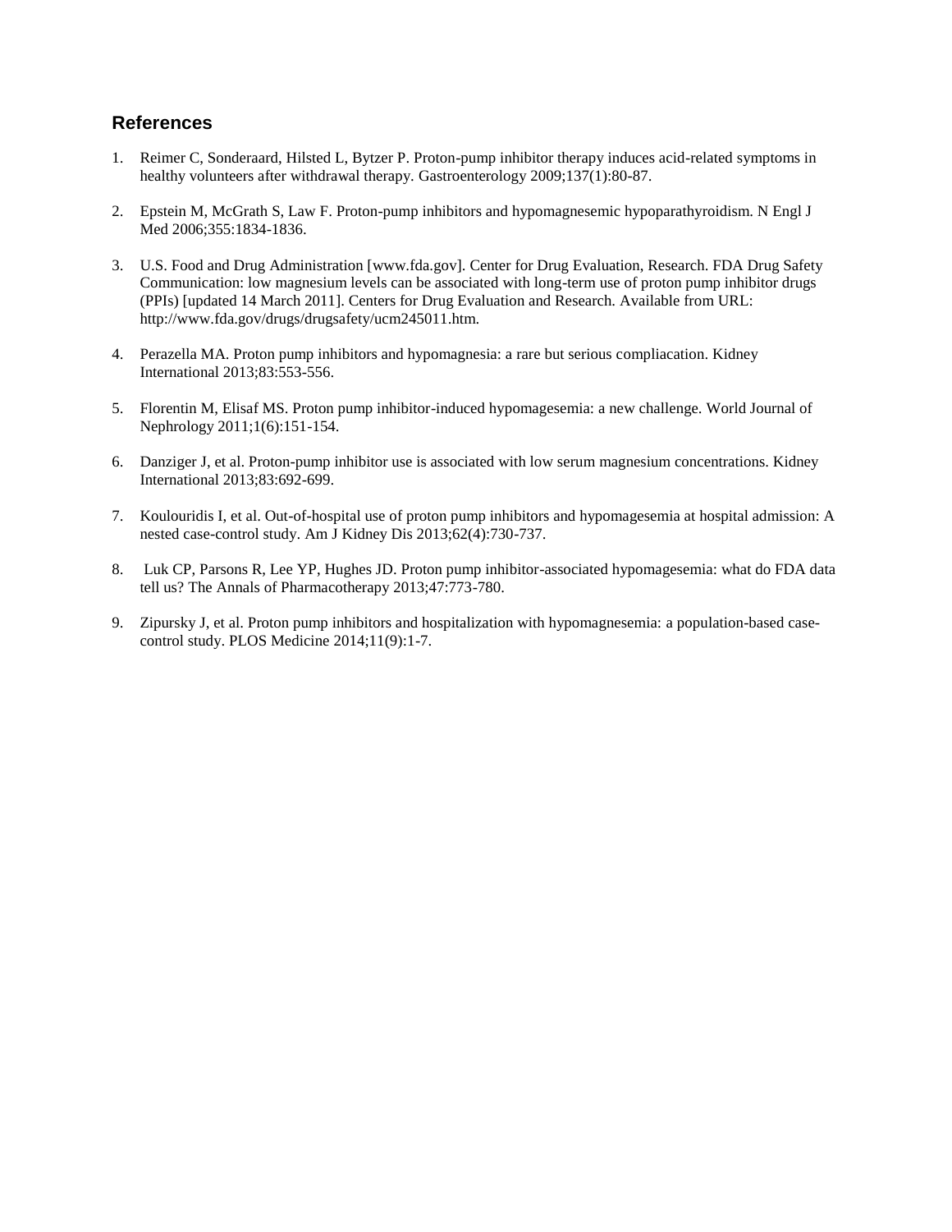## References

1. Reimer C, Sonderaard, Hilsted L, Bytzer P. Proton-pump inhibitor therapy induces acid-related symptoms in healthy volunteers after withdrawal therapy. Gastroenterology 2009;137(1):80-87.

2. Epstein M, McGrath S, Law F. Proton-pump inhibitors and hypomagnesemic hypoparathyroidism. N Engl J Med 2006;355:1834-1836.

3. U.S. Food and Drug Administration [www.fda.gov]. Center for Drug Evaluation, Research. FDA Drug Safety Communication: low magnesium levels can be associated with long-term use of proton pump inhibitor drugs (PPIs) [updated 14 March 2011]. Centers for Drug Evaluation and Research. Available from URL: http://www.fda.gov/drugs/drugsafety/ucm245011.htm.

4. Perazella MA. Proton pump inhibitors and hypomagnesia: a rare but serious compliacation. Kidney International 2013;83:553-556.

5. Florentin M, Elisaf MS. Proton pump inhibitor-induced hypomagesemia: a new challenge. World Journal of Nephrology 2011;1(6):151-154.

6. Danziger J, et al. Proton-pump inhibitor use is associated with low serum magnesium concentrations. Kidney International 2013;83:692-699.

7. Kouloudiris I, et al. Out-of-hospital use of proton pump inhibitors and hypomagesemia at hospital admission: A nested case-control study. Am J Kidney Dis 2013;62(4):730-737.

8. Luk CP, Parsons R, Lee YP, Hughes JD. Proton pump inhibitor-associated hypomagesemia: what do FDA data tell us? The Annals of Pharmacotherapy 2013;47:773-780.

9. Zipursky J, et al. Proton pump inhibitors and hospitalization with hypomagnesemia: a population-based case-control study. PLOS Medicine 2014;11(9):1-7.